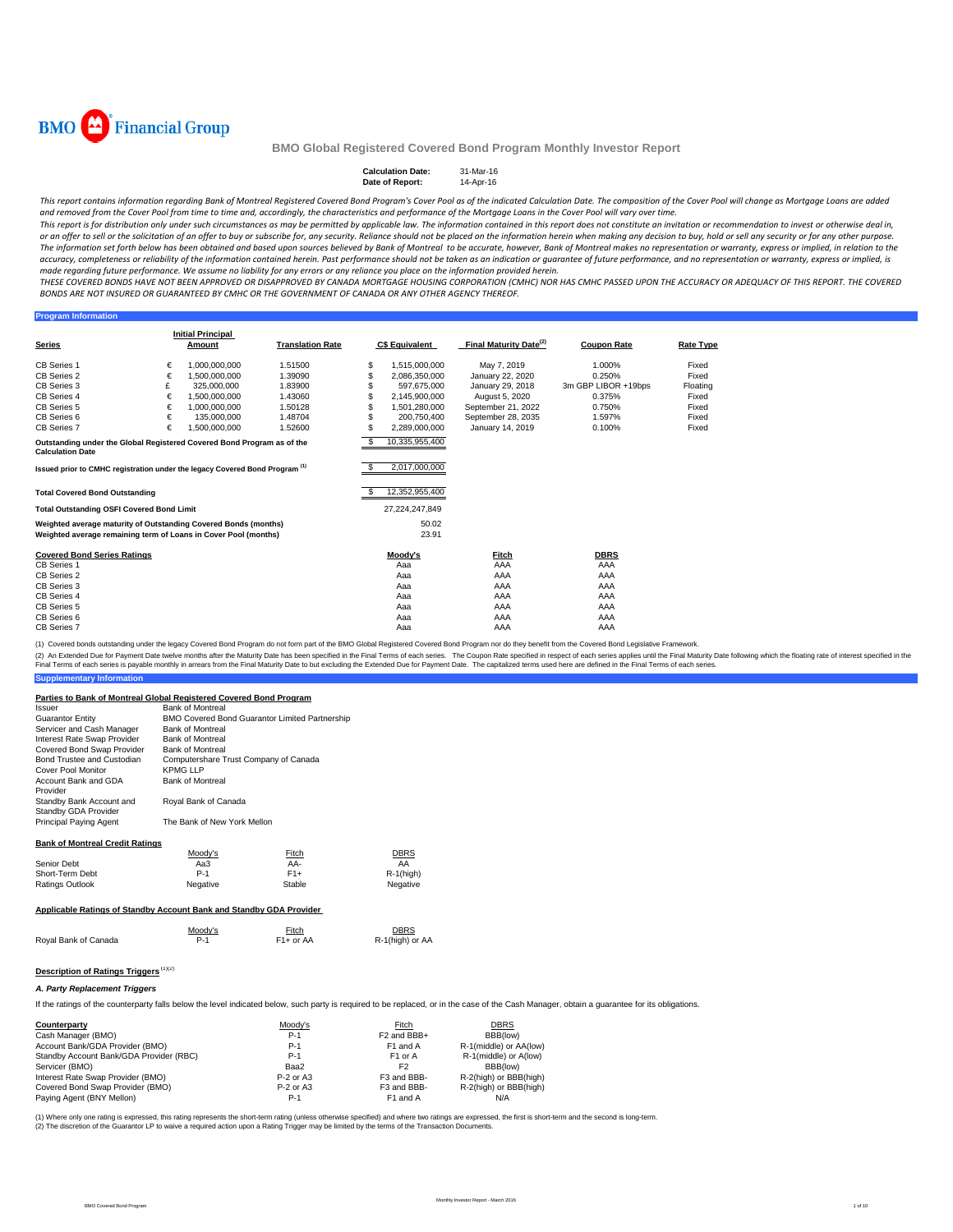BMO Financial Group

## BMO Global Registered Covered Bond Program Monthly Investor Report

**Calculation Date:** 31-Mar-16
**Date of Report:** 14-Apr-16

*This report contains information regarding Bank of Montreal Registered Covered Bond Program's Cover Pool as of the indicated Calculation Date. The composition of the Cover Pool will change as Mortgage Loans are added and removed from the Cover Pool from time to time and, accordingly, the characteristics and performance of the Mortgage Loans in the Cover Pool will vary over time.*

*This report is for distribution only under such circumstances as may be permitted by applicable law. The information contained in this report does not constitute an invitation or recommendation to invest or otherwise deal in, or an offer to sell or the solicitation of an offer to buy or subscribe for, any security. Reliance should not be placed on the information herein when making any decision to buy, hold or sell any security or for any other purpose. The information set forth below has been obtained and based upon sources believed by Bank of Montreal to be accurate, however, Bank of Montreal makes no representation or warranty, express or implied, in relation to the accuracy, completeness or reliability of the information contained herein. Past performance should not be taken as an indication or guarantee of future performance, and no representation or warranty, express or implied, is made regarding future performance. We assume no liability for any errors or any reliance you place on the information provided herein.*

*THESE COVERED BONDS HAVE NOT BEEN APPROVED OR DISAPPROVED BY CANADA MORTGAGE HOUSING CORPORATION (CMHC) NOR HAS CMHC PASSED UPON THE ACCURACY OR ADEQUACY OF THIS REPORT. THE COVERED BONDS ARE NOT INSURED OR GUARANTEED BY CMHC OR THE GOVERNMENT OF CANADA OR ANY OTHER AGENCY THEREOF.*

### Program Information

| Series | | Initial Principal Amount | Translation Rate | C$ Equivalent | Final Maturity Date(2) | Coupon Rate | Rate Type |
|---|---|---|---|---|---|---|---|
| CB Series 1 | € | 1,000,000,000 | 1.51500 | $ 1,515,000,000 | May 7, 2019 | 1.000% | Fixed |
| CB Series 2 | € | 1,500,000,000 | 1.39090 | $ 2,086,350,000 | January 22, 2020 | 0.250% | Fixed |
| CB Series 3 | £ | 325,000,000 | 1.83900 | $ 597,675,000 | January 29, 2018 | 3m GBP LIBOR +19bps | Floating |
| CB Series 4 | € | 1,500,000,000 | 1.43060 | $ 2,145,900,000 | August 5, 2020 | 0.375% | Fixed |
| CB Series 5 | € | 1,000,000,000 | 1.50128 | $ 1,501,280,000 | September 21, 2022 | 0.750% | Fixed |
| CB Series 6 | € | 135,000,000 | 1.48704 | $ 200,750,400 | September 28, 2035 | 1.597% | Fixed |
| CB Series 7 | € | 1,500,000,000 | 1.52600 | $ 2,289,000,000 | January 14, 2019 | 0.100% | Fixed |
| Outstanding under the Global Registered Covered Bond Program as of the Calculation Date | | | | $ 10,335,955,400 | | | |
| Issued prior to CMHC registration under the legacy Covered Bond Program (1) | | | | $ 2,017,000,000 | | | |
| Total Covered Bond Outstanding | | | | $ 12,352,955,400 | | | |
| Total Outstanding OSFI Covered Bond Limit | | | | 27,224,247,849 | | | |
| Weighted average maturity of Outstanding Covered Bonds (months) | | | | 50.02 | | | |
| Weighted average remaining term of Loans in Cover Pool (months) | | | | 23.91 | | | |

| Covered Bond Series Ratings | Moody's | Fitch | DBRS |
|---|---|---|---|
| CB Series 1 | Aaa | AAA | AAA |
| CB Series 2 | Aaa | AAA | AAA |
| CB Series 3 | Aaa | AAA | AAA |
| CB Series 4 | Aaa | AAA | AAA |
| CB Series 5 | Aaa | AAA | AAA |
| CB Series 6 | Aaa | AAA | AAA |
| CB Series 7 | Aaa | AAA | AAA |

(1) Covered bonds outstanding under the legacy Covered Bond Program do not form part of the BMO Global Registered Covered Bond Program nor do they benefit from the Covered Bond Legislative Framework.

(2) An Extended Due for Payment Date twelve months after the Maturity Date has been specified in the Final Terms of each series. The Coupon Rate specified in respect of each series applies until the Final Maturity Date following which the floating rate of interest specified in the Final Terms of each series is payable monthly in arrears from the Final Maturity Date to but excluding the Extended Due for Payment Date. The capitalized terms used here are defined in the Final Terms of each series.

### Supplementary Information

**Parties to Bank of Montreal Global Registered Covered Bond Program**

| | |
|---|---|
| Issuer | Bank of Montreal |
| Guarantor Entity | BMO Covered Bond Guarantor Limited Partnership |
| Servicer and Cash Manager | Bank of Montreal |
| Interest Rate Swap Provider | Bank of Montreal |
| Covered Bond Swap Provider | Bank of Montreal |
| Bond Trustee and Custodian | Computershare Trust Company of Canada |
| Cover Pool Monitor | KPMG LLP |
| Account Bank and GDA Provider | Bank of Montreal |
| Standby Bank Account and Standby GDA Provider | Royal Bank of Canada |
| Principal Paying Agent | The Bank of New York Mellon |

**Bank of Montreal Credit Ratings**

| | Moody's | Fitch | DBRS |
|---|---|---|---|
| Senior Debt | Aa3 | AA- | AA |
| Short-Term Debt | P-1 | F1+ | R-1(high) |
| Ratings Outlook | Negative | Stable | Negative |

**Applicable Ratings of Standby Account Bank and Standby GDA Provider**

| | Moody's | Fitch | DBRS |
|---|---|---|---|
| Royal Bank of Canada | P-1 | F1+ or AA | R-1(high) or AA |

**Description of Ratings Triggers** (1)(2)

***A. Party Replacement Triggers***

If the ratings of the counterparty falls below the level indicated below, such party is required to be replaced, or in the case of the Cash Manager, obtain a guarantee for its obligations.

| Counterparty | Moody's | Fitch | DBRS |
|---|---|---|---|
| Cash Manager (BMO) | P-1 | F2 and BBB+ | BBB(low) |
| Account Bank/GDA Provider (BMO) | P-1 | F1 and A | R-1(middle) or AA(low) |
| Standby Account Bank/GDA Provider (RBC) | P-1 | F1 or A | R-1(middle) or A(low) |
| Servicer (BMO) | Baa2 | F2 | BBB(low) |
| Interest Rate Swap Provider (BMO) | P-2 or A3 | F3 and BBB- | R-2(high) or BBB(high) |
| Covered Bond Swap Provider (BMO) | P-2 or A3 | F3 and BBB- | R-2(high) or BBB(high) |
| Paying Agent (BNY Mellon) | P-1 | F1 and A | N/A |

(1) Where only one rating is expressed, this rating represents the short-term rating (unless otherwise specified) and where two ratings are expressed, the first is short-term and the second is long-term.
(2) The discretion of the Guarantor LP to waive a required action upon a Rating Trigger may be limited by the terms of the Transaction Documents.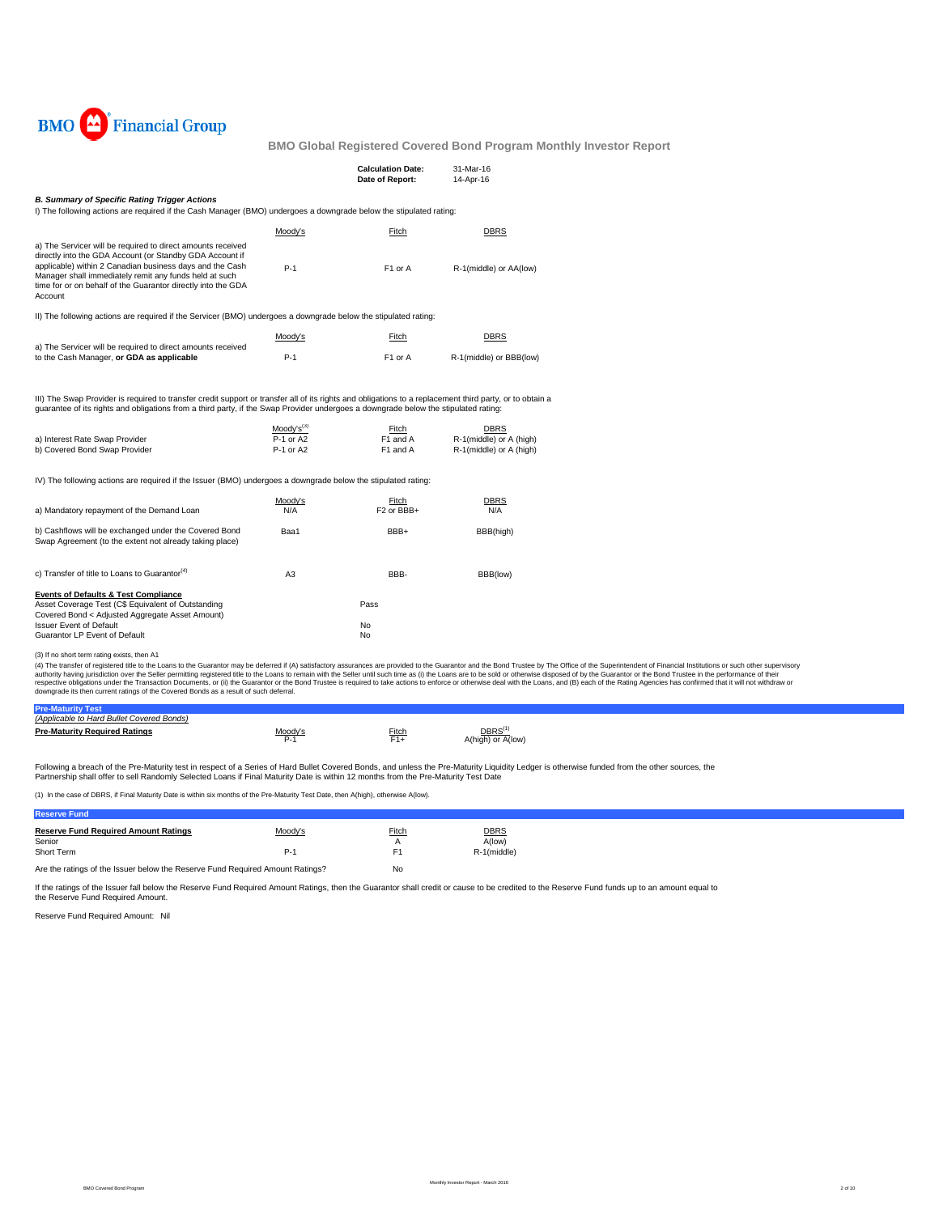BMO Financial Group

## BMO Global Registered Covered Bond Program Monthly Investor Report

| | |
|---|---|
| **Calculation Date:** | 31-Mar-16 |
| **Date of Report:** | 14-Apr-16 |

### *B. Summary of Specific Rating Trigger Actions*

I) The following actions are required if the Cash Manager (BMO) undergoes a downgrade below the stipulated rating:

| | Moody's | Fitch | DBRS |
|---|---|---|---|
| a) The Servicer will be required to direct amounts received directly into the GDA Account (or Standby GDA Account if applicable) within 2 Canadian business days and the Cash Manager shall immediately remit any funds held at such time for or on behalf of the Guarantor directly into the GDA Account | P-1 | F1 or A | R-1(middle) or AA(low) |

II) The following actions are required if the Servicer (BMO) undergoes a downgrade below the stipulated rating:

| | Moody's | Fitch | DBRS |
|---|---|---|---|
| a) The Servicer will be required to direct amounts received to the Cash Manager, **or GDA as applicable** | P-1 | F1 or A | R-1(middle) or BBB(low) |

III) The Swap Provider is required to transfer credit support or transfer all of its rights and obligations to a replacement third party, or to obtain a guarantee of its rights and obligations from a third party, if the Swap Provider undergoes a downgrade below the stipulated rating:

| | Moody's[3] | Fitch | DBRS |
|---|---|---|---|
| a) Interest Rate Swap Provider | P-1 or A2 | F1 and A | R-1(middle) or A (high) |
| b) Covered Bond Swap Provider | P-1 or A2 | F1 and A | R-1(middle) or A (high) |

IV) The following actions are required if the Issuer (BMO) undergoes a downgrade below the stipulated rating:

| | Moody's | Fitch | DBRS |
|---|---|---|---|
| a) Mandatory repayment of the Demand Loan | N/A | F2 or BBB+ | N/A |
| b) Cashflows will be exchanged under the Covered Bond Swap Agreement (to the extent not already taking place) | Baa1 | BBB+ | BBB(high) |
| c) Transfer of title to Loans to Guarantor[4] | A3 | BBB- | BBB(low) |

**Events of Defaults & Test Compliance**

| | |
|---|---|
| Asset Coverage Test (C$ Equivalent of Outstanding Covered Bond < Adjusted Aggregate Asset Amount) | Pass |
| Issuer Event of Default | No |
| Guarantor LP Event of Default | No |

(3) If no short term rating exists, then A1

(4) The transfer of registered title to the Loans to the Guarantor may be deferred if (A) satisfactory assurances are provided to the Guarantor and the Bond Trustee by The Office of the Superintendent of Financial Institutions or such other supervisory authority having jurisdiction over the Seller permitting registered title to the Loans to remain with the Seller until such time as (i) the Loans are to be sold or otherwise disposed of by the Guarantor or the Bond Trustee in the performance of their respective obligations under the Transaction Documents, or (ii) the Guarantor or the Bond Trustee is required to take actions to enforce or otherwise deal with the Loans, and (B) each of the Rating Agencies has confirmed that it will not withdraw or downgrade its then current ratings of the Covered Bonds as a result of such deferral.

### Pre-Maturity Test

*(Applicable to Hard Bullet Covered Bonds)*

| **Pre-Maturity Required Ratings** | Moody's | Fitch | DBRS[1] |
|---|---|---|---|
| | P-1 | F1+ | A(high) or A(low) |

Following a breach of the Pre-Maturity test in respect of a Series of Hard Bullet Covered Bonds, and unless the Pre-Maturity Liquidity Ledger is otherwise funded from the other sources, the Partnership shall offer to sell Randomly Selected Loans if Final Maturity Date is within 12 months from the Pre-Maturity Test Date

(1) In the case of DBRS, if Final Maturity Date is within six months of the Pre-Maturity Test Date, then A(high), otherwise A(low).

### Reserve Fund

| **Reserve Fund Required Amount Ratings** | Moody's | Fitch | DBRS |
|---|---|---|---|
| Senior | | A | A(low) |
| Short Term | P-1 | F1 | R-1(middle) |

Are the ratings of the Issuer fall below the Reserve Fund Required Amount Ratings? No

If the ratings of the Issuer fall below the Reserve Fund Required Amount Ratings, then the Guarantor shall credit or cause to be credited to the Reserve Fund funds up to an amount equal to the Reserve Fund Required Amount.

Reserve Fund Required Amount: Nil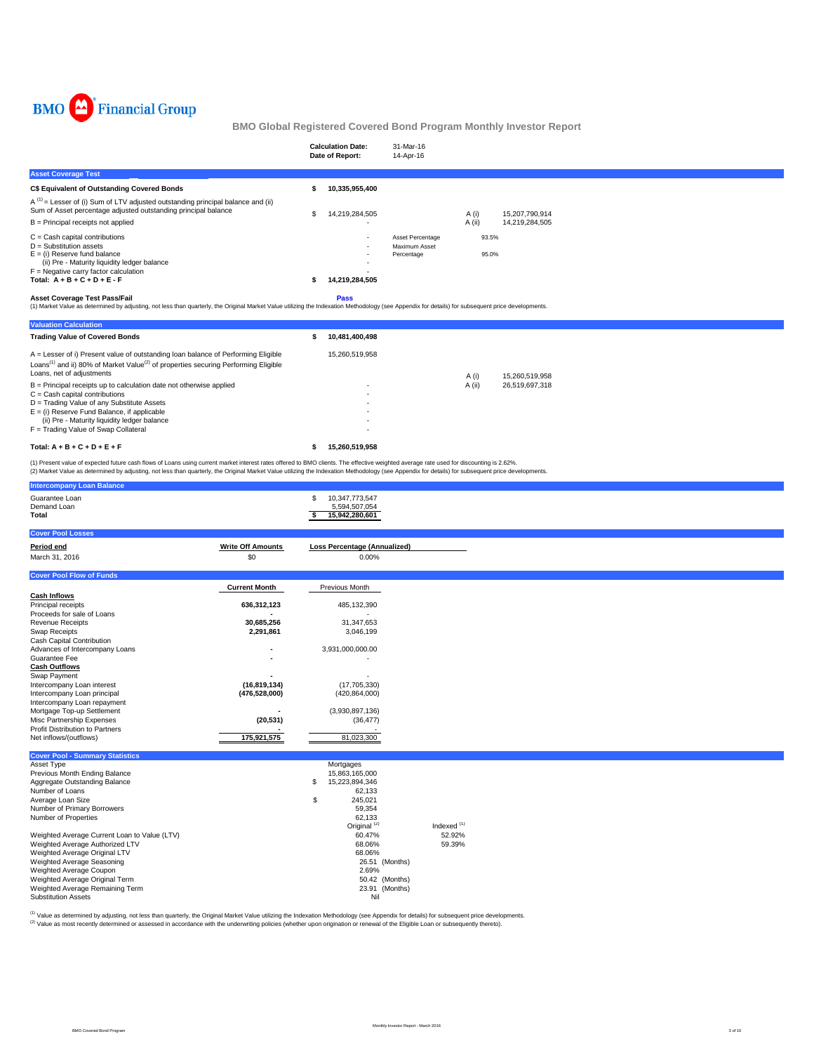BMO Financial Group

# BMO Global Registered Covered Bond Program Monthly Investor Report

| | |
|---|---|
| **Calculation Date:** | 31-Mar-16 |
| **Date of Report:** | 14-Apr-16 |

## Asset Coverage Test

| | | | | |
|---|---|---|---|---|
| **C$ Equivalent of Outstanding Covered Bonds** | **$ 10,335,955,400** | | | |
| A [1] = Lesser of (i) Sum of LTV adjusted outstanding principal balance and (ii) Sum of Asset percentage adjusted outstanding principal balance | $ 14,219,284,505 | | A (i) | 15,207,790,914 |
| B = Principal receipts not applied | - | | A (ii) | 14,219,284,505 |
| C = Cash capital contributions | - | Asset Percentage | 93.5% | |
| D = Substitution assets | - | Maximum Asset | | |
| E = (i) Reserve fund balance | - | Percentage | 95.0% | |
| (ii) Pre - Maturity liquidity ledger balance | - | | | |
| F = Negative carry factor calculation | - | | | |
| **Total: A + B + C + D + E - F** | **$ 14,219,284,505** | | | |

**Asset Coverage Test Pass/Fail** **Pass**

(1) Market Value as determined by adjusting, not less than quarterly, the Original Market Value utilizing the Indexation Methodology (see Appendix for details) for subsequent price developments.

## Valuation Calculation

| | | | |
|---|---|---|---|
| **Trading Value of Covered Bonds** | **$ 10,481,400,498** | | |
| A = Lesser of i) Present value of outstanding loan balance of Performing Eligible Loans[1] and ii) 80% of Market Value[2] of properties securing Performing Eligible Loans, net of adjustments | 15,260,519,958 | A (i) | 15,260,519,958 |
| B = Principal receipts up to calculation date not otherwise applied | - | A (ii) | 26,519,697,318 |
| C = Cash capital contributions | - | | |
| D = Trading Value of any Substitute Assets | - | | |
| E = (i) Reserve Fund Balance, if applicable | - | | |
| (ii) Pre - Maturity liquidity ledger balance | - | | |
| F = Trading Value of Swap Collateral | - | | |
| **Total: A + B + C + D + E + F** | **$ 15,260,519,958** | | |

(1) Present value of expected future cash flows of Loans using current market interest rates offered to BMO clients. The effective weighted average rate used for discounting is 2.62%.
(2) Market Value as determined by adjusting, not less than quarterly, the Original Market Value utilizing the Indexation Methodology (see Appendix for details) for subsequent price developments.

## Intercompany Loan Balance

| | |
|---|---|
| Guarantee Loan | $ 10,347,773,547 |
| Demand Loan | 5,594,507,054 |
| **Total** | **$ 15,942,280,601** |

## Cover Pool Losses

| Period end | Write Off Amounts | Loss Percentage (Annualized) |
|---|---|---|
| March 31, 2016 | $0 | 0.00% |

## Cover Pool Flow of Funds

| | Current Month | Previous Month |
|---|---|---|
| **Cash Inflows** | | |
| Principal receipts | 636,312,123 | 485,132,390 |
| Proceeds for sale of Loans | - | - |
| Revenue Receipts | 30,685,256 | 31,347,653 |
| Swap Receipts | 2,291,861 | 3,046,199 |
| Cash Capital Contribution | | |
| Advances of Intercompany Loans | - | 3,931,000,000.00 |
| Guarantee Fee | - | - |
| **Cash Outflows** | | |
| Swap Payment | - | - |
| Intercompany Loan interest | (16,819,134) | (17,705,330) |
| Intercompany Loan principal | (476,528,000) | (420,864,000) |
| Intercompany Loan repayment | | |
| Mortgage Top-up Settlement | - | (3,930,897,136) |
| Misc Partnership Expenses | (20,531) | (36,477) |
| Profit Distribution to Partners | - | - |
| Net inflows/(outflows) | 175,921,575 | 81,023,300 |

## Cover Pool - Summary Statistics

| | | |
|---|---|---|
| Asset Type | Mortgages | |
| Previous Month Ending Balance | 15,863,165,000 | |
| Aggregate Outstanding Balance | $ 15,223,894,346 | |
| Number of Loans | 62,133 | |
| Average Loan Size | $ 245,021 | |
| Number of Primary Borrowers | 59,354 | |
| Number of Properties | 62,133 | |
| | Original [2] | Indexed [1] |
| Weighted Average Current Loan to Value (LTV) | 60.47% | 52.92% |
| Weighted Average Authorized LTV | 68.06% | 59.39% |
| Weighted Average Original LTV | 68.06% | |
| Weighted Average Seasoning | 26.51 (Months) | |
| Weighted Average Coupon | 2.69% | |
| Weighted Average Original Term | 50.42 (Months) | |
| Weighted Average Remaining Term | 23.91 (Months) | |
| Substitution Assets | Nil | |

(1) Value as determined by adjusting, not less than quarterly, the Original Market Value utilizing the Indexation Methodology (see Appendix for details) for subsequent price developments.
(2) Value as most recently determined or assessed in accordance with the underwriting policies (whether upon origination or renewal of the Eligible Loan or subsequently thereto).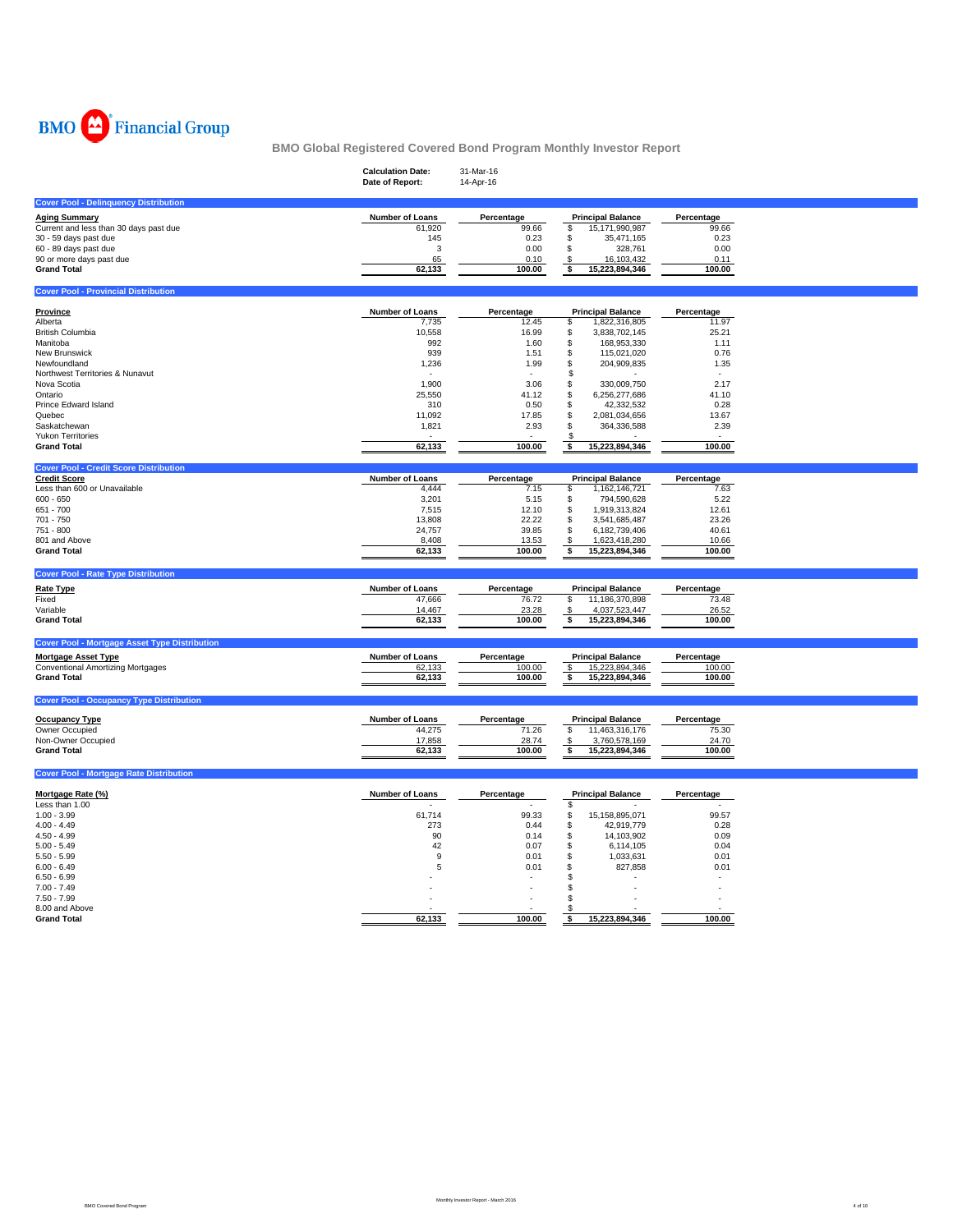BMO Financial Group

# BMO Global Registered Covered Bond Program Monthly Investor Report

**Calculation Date:** 31-Mar-16
**Date of Report:** 14-Apr-16

## Cover Pool - Delinquency Distribution

| Aging Summary | Number of Loans | Percentage | Principal Balance | Percentage |
|---|---|---|---|---|
| Current and less than 30 days past due | 61,920 | 99.66 | $ 15,171,990,987 | 99.66 |
| 30 - 59 days past due | 145 | 0.23 | $ 35,471,165 | 0.23 |
| 60 - 89 days past due | 3 | 0.00 | $ 328,761 | 0.00 |
| 90 or more days past due | 65 | 0.10 | $ 16,103,432 | 0.11 |
| **Grand Total** | **62,133** | **100.00** | **$ 15,223,894,346** | **100.00** |

## Cover Pool - Provincial Distribution

| Province | Number of Loans | Percentage | Principal Balance | Percentage |
|---|---|---|---|---|
| Alberta | 7,735 | 12.45 | $ 1,822,316,805 | 11.97 |
| British Columbia | 10,558 | 16.99 | $ 3,838,702,145 | 25.21 |
| Manitoba | 992 | 1.60 | $ 168,953,330 | 1.11 |
| New Brunswick | 939 | 1.51 | $ 115,021,020 | 0.76 |
| Newfoundland | 1,236 | 1.99 | $ 204,909,835 | 1.35 |
| Northwest Territories & Nunavut | - | - | $ - | - |
| Nova Scotia | 1,900 | 3.06 | $ 330,009,750 | 2.17 |
| Ontario | 25,550 | 41.12 | $ 6,256,277,686 | 41.10 |
| Prince Edward Island | 310 | 0.50 | $ 42,332,532 | 0.28 |
| Quebec | 11,092 | 17.85 | $ 2,081,034,656 | 13.67 |
| Saskatchewan | 1,821 | 2.93 | $ 364,336,588 | 2.39 |
| Yukon Territories | - | - | $ - | - |
| **Grand Total** | **62,133** | **100.00** | **$ 15,223,894,346** | **100.00** |

## Cover Pool - Credit Score Distribution

| Credit Score | Number of Loans | Percentage | Principal Balance | Percentage |
|---|---|---|---|---|
| Less than 600 or Unavailable | 4,444 | 7.15 | $ 1,162,146,721 | 7.63 |
| 600 - 650 | 3,201 | 5.15 | $ 794,590,628 | 5.22 |
| 651 - 700 | 7,515 | 12.10 | $ 1,919,313,824 | 12.61 |
| 701 - 750 | 13,808 | 22.22 | $ 3,541,685,487 | 23.26 |
| 751 - 800 | 24,757 | 39.85 | $ 6,182,739,406 | 40.61 |
| 801 and Above | 8,408 | 13.53 | $ 1,623,418,280 | 10.66 |
| **Grand Total** | **62,133** | **100.00** | **$ 15,223,894,346** | **100.00** |

## Cover Pool - Rate Type Distribution

| Rate Type | Number of Loans | Percentage | Principal Balance | Percentage |
|---|---|---|---|---|
| Fixed | 47,666 | 76.72 | $ 11,186,370,898 | 73.48 |
| Variable | 14,467 | 23.28 | $ 4,037,523,447 | 26.52 |
| **Grand Total** | **62,133** | **100.00** | **$ 15,223,894,346** | **100.00** |

## Cover Pool - Mortgage Asset Type Distribution

| Mortgage Asset Type | Number of Loans | Percentage | Principal Balance | Percentage |
|---|---|---|---|---|
| Conventional Amortizing Mortgages | 62,133 | 100.00 | $ 15,223,894,346 | 100.00 |
| **Grand Total** | **62,133** | **100.00** | **$ 15,223,894,346** | **100.00** |

## Cover Pool - Occupancy Type Distribution

| Occupancy Type | Number of Loans | Percentage | Principal Balance | Percentage |
|---|---|---|---|---|
| Owner Occupied | 44,275 | 71.26 | $ 11,463,316,176 | 75.30 |
| Non-Owner Occupied | 17,858 | 28.74 | $ 3,760,578,169 | 24.70 |
| **Grand Total** | **62,133** | **100.00** | **$ 15,223,894,346** | **100.00** |

## Cover Pool - Mortgage Rate Distribution

| Mortgage Rate (%) | Number of Loans | Percentage | Principal Balance | Percentage |
|---|---|---|---|---|
| Less than 1.00 | - | - | $ - | - |
| 1.00 - 3.99 | 61,714 | 99.33 | $ 15,158,895,071 | 99.57 |
| 4.00 - 4.49 | 273 | 0.44 | $ 42,919,779 | 0.28 |
| 4.50 - 4.99 | 90 | 0.14 | $ 14,103,902 | 0.09 |
| 5.00 - 5.49 | 42 | 0.07 | $ 6,114,105 | 0.04 |
| 5.50 - 5.99 | 9 | 0.01 | $ 1,033,631 | 0.01 |
| 6.00 - 6.49 | 5 | 0.01 | $ 827,858 | 0.01 |
| 6.50 - 6.99 | - | - | $ - | - |
| 7.00 - 7.49 | - | - | $ - | - |
| 7.50 - 7.99 | - | - | $ - | - |
| 8.00 and Above | - | - | $ - | - |
| **Grand Total** | **62,133** | **100.00** | **$ 15,223,894,346** | **100.00** |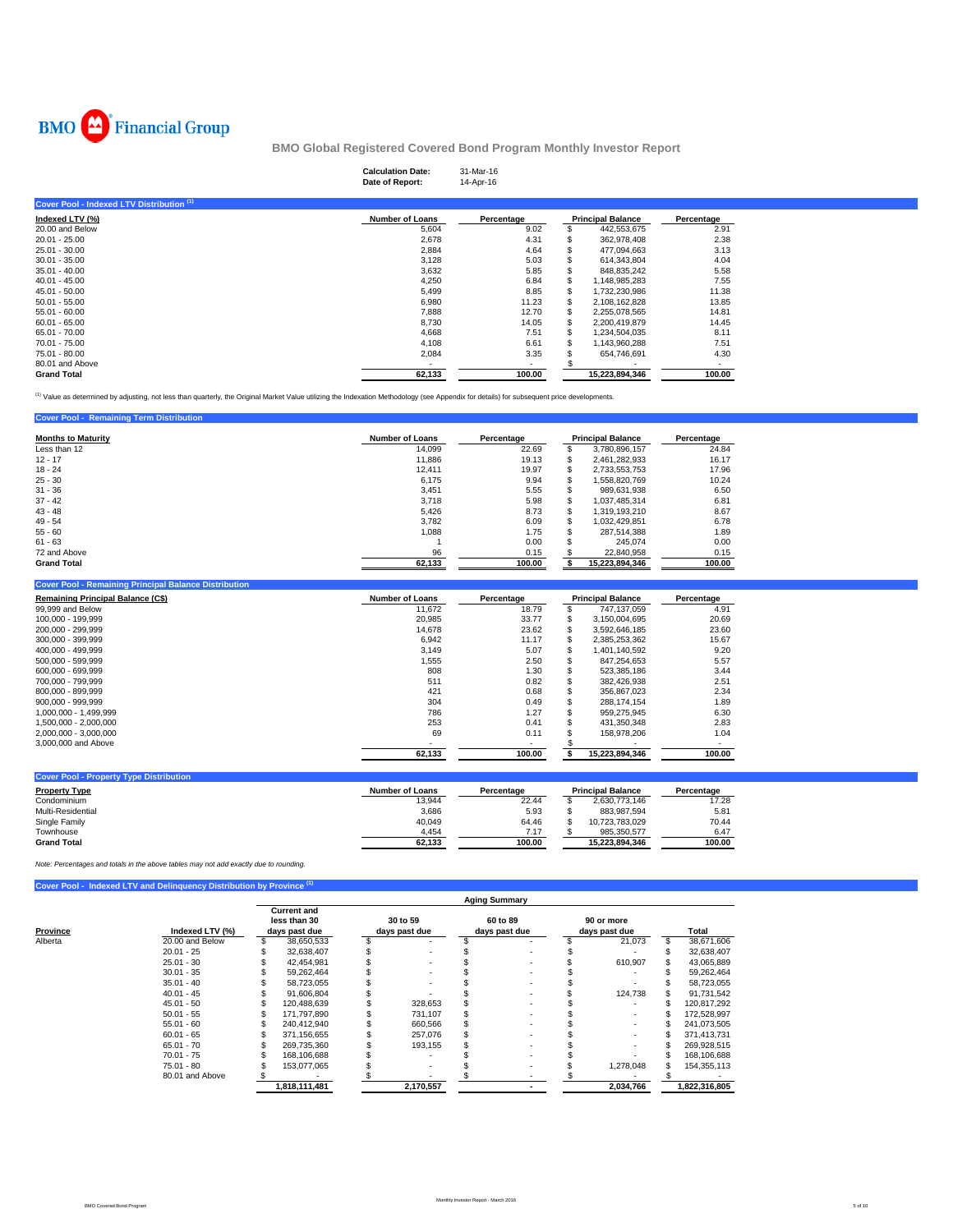BMO Financial Group

# BMO Global Registered Covered Bond Program Monthly Investor Report

**Calculation Date:** 31-Mar-16
**Date of Report:** 14-Apr-16

## Cover Pool - Indexed LTV Distribution [1]

| Indexed LTV (%) | Number of Loans | Percentage | Principal Balance | Percentage |
|---|---|---|---|---|
| 20.00 and Below | 5,604 | 9.02 | $ 442,553,675 | 2.91 |
| 20.01 - 25.00 | 2,678 | 4.31 | $ 362,978,408 | 2.38 |
| 25.01 - 30.00 | 2,884 | 4.64 | $ 477,094,663 | 3.13 |
| 30.01 - 35.00 | 3,128 | 5.03 | $ 614,343,804 | 4.04 |
| 35.01 - 40.00 | 3,632 | 5.85 | $ 848,835,242 | 5.58 |
| 40.01 - 45.00 | 4,250 | 6.84 | $ 1,148,985,283 | 7.55 |
| 45.01 - 50.00 | 5,499 | 8.85 | $ 1,732,230,986 | 11.38 |
| 50.01 - 55.00 | 6,980 | 11.23 | $ 2,108,162,828 | 13.85 |
| 55.01 - 60.00 | 7,888 | 12.70 | $ 2,255,078,565 | 14.81 |
| 60.01 - 65.00 | 8,730 | 14.05 | $ 2,200,419,879 | 14.45 |
| 65.01 - 70.00 | 4,668 | 7.51 | $ 1,234,504,035 | 8.11 |
| 70.01 - 75.00 | 4,108 | 6.61 | $ 1,143,960,288 | 7.51 |
| 75.01 - 80.00 | 2,084 | 3.35 | $ 654,746,691 | 4.30 |
| 80.01 and Above | - | - | $ - | - |
| **Grand Total** | **62,133** | **100.00** | **15,223,894,346** | **100.00** |

[1] Value as determined by adjusting, not less than quarterly, the Original Market Value utilizing the Indexation Methodology (see Appendix for details) for subsequent price developments.

## Cover Pool - Remaining Term Distribution

| Months to Maturity | Number of Loans | Percentage | Principal Balance | Percentage |
|---|---|---|---|---|
| Less than 12 | 14,099 | 22.69 | $ 3,780,896,157 | 24.84 |
| 12 - 17 | 11,886 | 19.13 | $ 2,461,282,933 | 16.17 |
| 18 - 24 | 12,411 | 19.97 | $ 2,733,553,753 | 17.96 |
| 25 - 30 | 6,175 | 9.94 | $ 1,558,820,769 | 10.24 |
| 31 - 36 | 3,451 | 5.55 | $ 989,631,938 | 6.50 |
| 37 - 42 | 3,718 | 5.98 | $ 1,037,485,314 | 6.81 |
| 43 - 48 | 5,426 | 8.73 | $ 1,319,193,210 | 8.67 |
| 49 - 54 | 3,782 | 6.09 | $ 1,032,429,851 | 6.78 |
| 55 - 60 | 1,088 | 1.75 | $ 287,514,388 | 1.89 |
| 61 - 63 | 1 | 0.00 | $ 245,074 | 0.00 |
| 72 and Above | 96 | 0.15 | $ 22,840,958 | 0.15 |
| **Grand Total** | **62,133** | **100.00** | **$ 15,223,894,346** | **100.00** |

## Cover Pool - Remaining Principal Balance Distribution

| Remaining Principal Balance (C$) | Number of Loans | Percentage | Principal Balance | Percentage |
|---|---|---|---|---|
| 99,999 and Below | 11,672 | 18.79 | $ 747,137,059 | 4.91 |
| 100,000 - 199,999 | 20,985 | 33.77 | $ 3,150,004,695 | 20.69 |
| 200,000 - 299,999 | 14,678 | 23.62 | $ 3,592,646,185 | 23.60 |
| 300,000 - 399,999 | 6,942 | 11.17 | $ 2,385,253,362 | 15.67 |
| 400,000 - 499,999 | 3,149 | 5.07 | $ 1,401,140,592 | 9.20 |
| 500,000 - 599,999 | 1,555 | 2.50 | $ 847,254,653 | 5.57 |
| 600,000 - 699,999 | 808 | 1.30 | $ 523,385,186 | 3.44 |
| 700,000 - 799,999 | 511 | 0.82 | $ 382,426,938 | 2.51 |
| 800,000 - 899,999 | 421 | 0.68 | $ 356,867,023 | 2.34 |
| 900,000 - 999,999 | 304 | 0.49 | $ 288,174,154 | 1.89 |
| 1,000,000 - 1,499,999 | 786 | 1.27 | $ 959,275,945 | 6.30 |
| 1,500,000 - 2,000,000 | 253 | 0.41 | $ 431,350,348 | 2.83 |
| 2,000,000 - 3,000,000 | 69 | 0.11 | $ 158,978,206 | 1.04 |
| 3,000,000 and Above | - | - | $ - | - |
| | **62,133** | **100.00** | **$ 15,223,894,346** | **100.00** |

## Cover Pool - Property Type Distribution

| Property Type | Number of Loans | Percentage | Principal Balance | Percentage |
|---|---|---|---|---|
| Condominium | 13,944 | 22.44 | $ 2,630,773,146 | 17.28 |
| Multi-Residential | 3,686 | 5.93 | $ 883,987,594 | 5.81 |
| Single Family | 40,049 | 64.46 | $ 10,723,783,029 | 70.44 |
| Townhouse | 4,454 | 7.17 | $ 985,350,577 | 6.47 |
| **Grand Total** | **62,133** | **100.00** | **15,223,894,346** | **100.00** |

*Note: Percentages and totals in the above tables may not add exactly due to rounding.*

## Cover Pool - Indexed LTV and Delinquency Distribution by Province [1]

| | | Aging Summary | | | | |
|---|---|---|---|---|---|---|
| **Province** | **Indexed LTV (%)** | **Current and less than 30 days past due** | **30 to 59 days past due** | **60 to 89 days past due** | **90 or more days past due** | **Total** |
| Alberta | 20.00 and Below | $ 38,650,533 | $ - | $ - | $ 21,073 | $ 38,671,606 |
| | 20.01 - 25 | $ 32,638,407 | $ - | $ - | $ - | $ 32,638,407 |
| | 25.01 - 30 | $ 42,454,981 | $ - | $ - | $ 610,907 | $ 43,065,889 |
| | 30.01 - 35 | $ 59,262,464 | $ - | $ - | $ - | $ 59,262,464 |
| | 35.01 - 40 | $ 58,723,055 | $ - | $ - | $ - | $ 58,723,055 |
| | 40.01 - 45 | $ 91,606,804 | $ - | $ - | $ 124,738 | $ 91,731,542 |
| | 45.01 - 50 | $ 120,488,639 | $ 328,653 | $ - | $ - | $ 120,817,292 |
| | 50.01 - 55 | $ 171,797,890 | $ 731,107 | $ - | $ - | $ 172,528,997 |
| | 55.01 - 60 | $ 240,412,940 | $ 660,566 | $ - | $ - | $ 241,073,505 |
| | 60.01 - 65 | $ 371,156,655 | $ 257,076 | $ - | $ - | $ 371,413,731 |
| | 65.01 - 70 | $ 269,735,360 | $ 193,155 | $ - | $ - | $ 269,928,515 |
| | 70.01 - 75 | $ 168,106,688 | $ - | $ - | $ - | $ 168,106,688 |
| | 75.01 - 80 | $ 153,077,065 | $ - | $ - | $ 1,278,048 | $ 154,355,113 |
| | 80.01 and Above | $ - | $ - | $ - | $ - | $ - |
| | | **1,818,111,481** | **2,170,557** | **-** | **2,034,766** | **1,822,316,805** |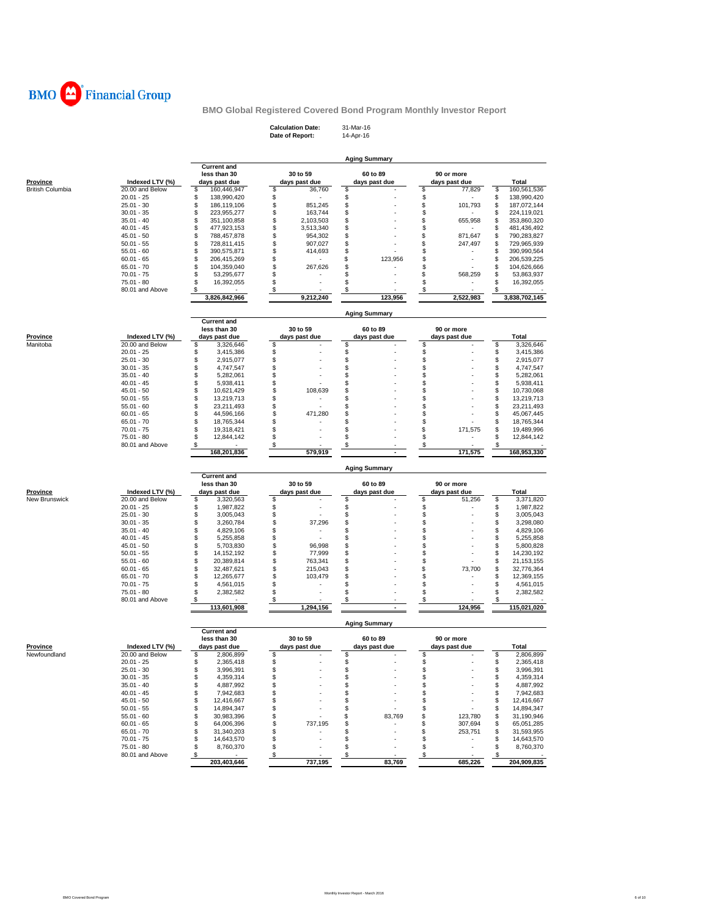**BMO Financial Group**

## BMO Global Registered Covered Bond Program Monthly Investor Report

**Calculation Date:** 31-Mar-16
**Date of Report:** 14-Apr-16

### Aging Summary

| Province | Indexed LTV (%) | Current and less than 30 days past due | 30 to 59 days past due | 60 to 89 days past due | 90 or more days past due | Total |
|---|---|---|---|---|---|---|
| British Columbia | 20.00 and Below | $ 160,446,947 | $ 36,760 | $ - | $ 77,829 | $ 160,561,536 |
| | 20.01 - 25 | $ 138,990,420 | $ - | $ - | $ - | $ 138,990,420 |
| | 25.01 - 30 | $ 186,119,106 | $ 851,245 | $ - | $ 101,793 | $ 187,072,144 |
| | 30.01 - 35 | $ 223,955,277 | $ 163,744 | $ - | $ - | $ 224,119,021 |
| | 35.01 - 40 | $ 351,100,858 | $ 2,103,503 | $ - | $ 655,958 | $ 353,860,320 |
| | 40.01 - 45 | $ 477,923,153 | $ 3,513,340 | $ - | $ - | $ 481,436,492 |
| | 45.01 - 50 | $ 788,457,878 | $ 954,302 | $ - | $ 871,647 | $ 790,283,827 |
| | 50.01 - 55 | $ 728,811,415 | $ 907,027 | $ - | $ 247,497 | $ 729,965,939 |
| | 55.01 - 60 | $ 390,575,871 | $ 414,693 | $ - | $ - | $ 390,990,564 |
| | 60.01 - 65 | $ 206,415,269 | $ - | $ 123,956 | $ - | $ 206,539,225 |
| | 65.01 - 70 | $ 104,359,040 | $ 267,626 | $ - | $ - | $ 104,626,666 |
| | 70.01 - 75 | $ 53,295,677 | $ - | $ - | $ 568,259 | $ 53,863,937 |
| | 75.01 - 80 | $ 16,392,055 | $ - | $ - | $ - | $ 16,392,055 |
| | 80.01 and Above | $ - | $ - | $ - | $ - | $ - |
| | | 3,826,842,966 | 9,212,240 | 123,956 | 2,522,983 | 3,838,702,145 |

### Aging Summary

| Province | Indexed LTV (%) | Current and less than 30 days past due | 30 to 59 days past due | 60 to 89 days past due | 90 or more days past due | Total |
|---|---|---|---|---|---|---|
| Manitoba | 20.00 and Below | $ 3,326,646 | $ - | $ - | $ - | $ 3,326,646 |
| | 20.01 - 25 | $ 3,415,386 | $ - | $ - | $ - | $ 3,415,386 |
| | 25.01 - 30 | $ 2,915,077 | $ - | $ - | $ - | $ 2,915,077 |
| | 30.01 - 35 | $ 4,747,547 | $ - | $ - | $ - | $ 4,747,547 |
| | 35.01 - 40 | $ 5,282,061 | $ - | $ - | $ - | $ 5,282,061 |
| | 40.01 - 45 | $ 5,938,411 | $ - | $ - | $ - | $ 5,938,411 |
| | 45.01 - 50 | $ 10,621,429 | $ 108,639 | $ - | $ - | $ 10,730,068 |
| | 50.01 - 55 | $ 13,219,713 | $ - | $ - | $ - | $ 13,219,713 |
| | 55.01 - 60 | $ 23,211,493 | $ - | $ - | $ - | $ 23,211,493 |
| | 60.01 - 65 | $ 44,596,166 | $ 471,280 | $ - | $ - | $ 45,067,445 |
| | 65.01 - 70 | $ 18,765,344 | $ - | $ - | $ - | $ 18,765,344 |
| | 70.01 - 75 | $ 19,318,421 | $ - | $ - | $ 171,575 | $ 19,489,996 |
| | 75.01 - 80 | $ 12,844,142 | $ - | $ - | $ - | $ 12,844,142 |
| | 80.01 and Above | $ - | $ - | $ - | $ - | $ - |
| | | 168,201,836 | 579,919 | - | 171,575 | 168,953,330 |

### Aging Summary

| Province | Indexed LTV (%) | Current and less than 30 days past due | 30 to 59 days past due | 60 to 89 days past due | 90 or more days past due | Total |
|---|---|---|---|---|---|---|
| New Brunswick | 20.00 and Below | $ 3,320,563 | $ - | $ - | $ 51,256 | $ 3,371,820 |
| | 20.01 - 25 | $ 1,987,822 | $ - | $ - | $ - | $ 1,987,822 |
| | 25.01 - 30 | $ 3,005,043 | $ - | $ - | $ - | $ 3,005,043 |
| | 30.01 - 35 | $ 3,260,784 | $ 37,296 | $ - | $ - | $ 3,298,080 |
| | 35.01 - 40 | $ 4,829,106 | $ - | $ - | $ - | $ 4,829,106 |
| | 40.01 - 45 | $ 5,255,858 | $ - | $ - | $ - | $ 5,255,858 |
| | 45.01 - 50 | $ 5,703,830 | $ 96,998 | $ - | $ - | $ 5,800,828 |
| | 50.01 - 55 | $ 14,152,192 | $ 77,999 | $ - | $ - | $ 14,230,192 |
| | 55.01 - 60 | $ 20,389,814 | $ 763,341 | $ - | $ - | $ 21,153,155 |
| | 60.01 - 65 | $ 32,487,621 | $ 215,043 | $ - | $ 73,700 | $ 32,776,364 |
| | 65.01 - 70 | $ 12,265,677 | $ 103,479 | $ - | $ - | $ 12,369,155 |
| | 70.01 - 75 | $ 4,561,015 | $ - | $ - | $ - | $ 4,561,015 |
| | 75.01 - 80 | $ 2,382,582 | $ - | $ - | $ - | $ 2,382,582 |
| | 80.01 and Above | $ - | $ - | $ - | $ - | $ - |
| | | 113,601,908 | 1,294,156 | - | 124,956 | 115,021,020 |

### Aging Summary

| Province | Indexed LTV (%) | Current and less than 30 days past due | 30 to 59 days past due | 60 to 89 days past due | 90 or more days past due | Total |
|---|---|---|---|---|---|---|
| Newfoundland | 20.00 and Below | $ 2,806,899 | $ - | $ - | $ - | $ 2,806,899 |
| | 20.01 - 25 | $ 2,365,418 | $ - | $ - | $ - | $ 2,365,418 |
| | 25.01 - 30 | $ 3,996,391 | $ - | $ - | $ - | $ 3,996,391 |
| | 30.01 - 35 | $ 4,359,314 | $ - | $ - | $ - | $ 4,359,314 |
| | 35.01 - 40 | $ 4,887,992 | $ - | $ - | $ - | $ 4,887,992 |
| | 40.01 - 45 | $ 7,942,683 | $ - | $ - | $ - | $ 7,942,683 |
| | 45.01 - 50 | $ 12,416,667 | $ - | $ - | $ - | $ 12,416,667 |
| | 50.01 - 55 | $ 14,894,347 | $ - | $ - | $ - | $ 14,894,347 |
| | 55.01 - 60 | $ 30,983,396 | $ - | $ 83,769 | $ 123,780 | $ 31,190,946 |
| | 60.01 - 65 | $ 64,006,396 | $ 737,195 | $ - | $ 307,694 | $ 65,051,285 |
| | 65.01 - 70 | $ 31,340,203 | $ - | $ - | $ 253,751 | $ 31,593,955 |
| | 70.01 - 75 | $ 14,643,570 | $ - | $ - | $ - | $ 14,643,570 |
| | 75.01 - 80 | $ 8,760,370 | $ - | $ - | $ - | $ 8,760,370 |
| | 80.01 and Above | $ - | $ - | $ - | $ - | $ - |
| | | 203,403,646 | 737,195 | 83,769 | 685,226 | 204,909,835 |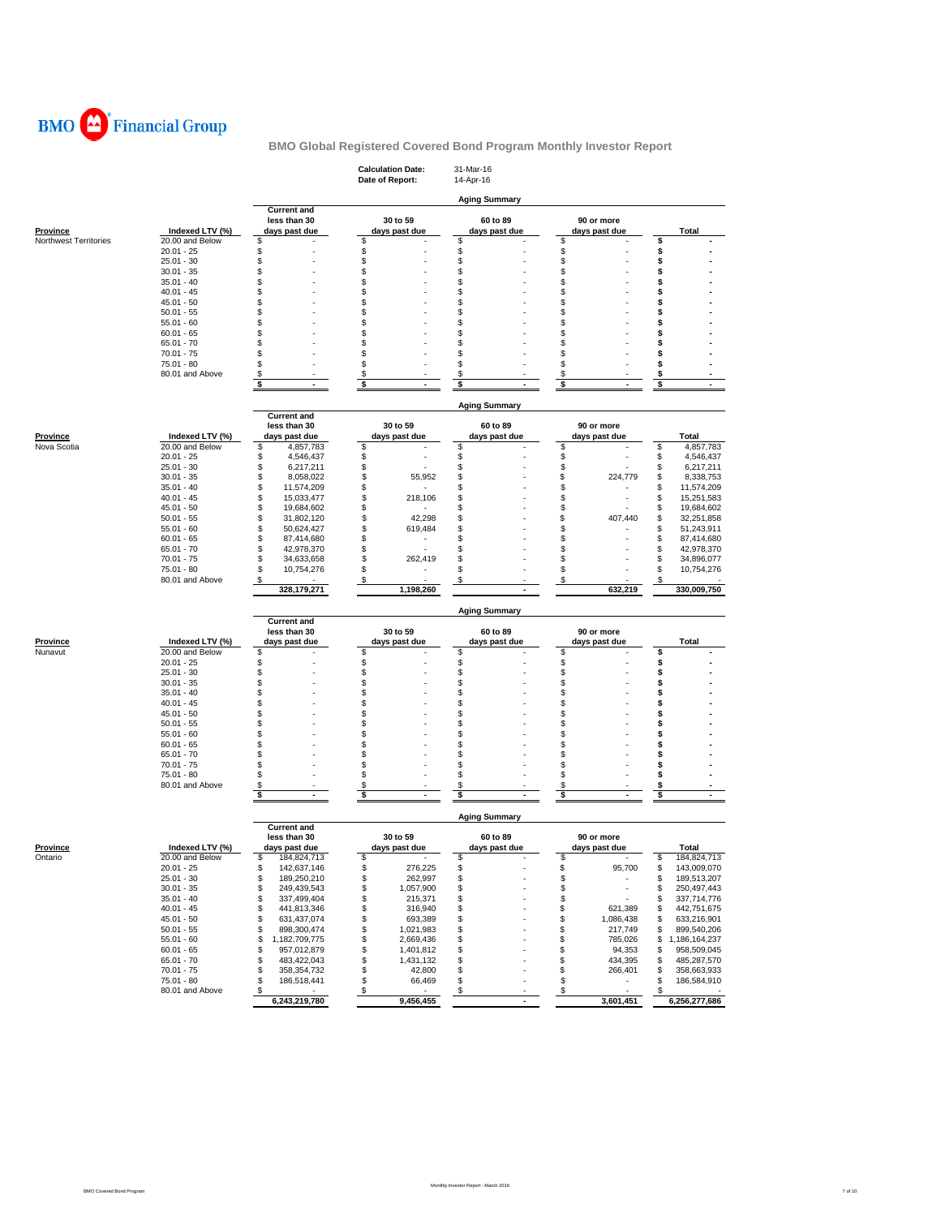BMO Financial Group

## BMO Global Registered Covered Bond Program Monthly Investor Report

**Calculation Date:** 31-Mar-16
**Date of Report:** 14-Apr-16

### Aging Summary

| Province | Indexed LTV (%) | Current and less than 30 days past due | 30 to 59 days past due | 60 to 89 days past due | 90 or more days past due | Total |
|---|---|---|---|---|---|---|
| Northwest Territories | 20.00 and Below | $ - | $ - | $ - | $ - | $ - |
| | 20.01 - 25 | $ - | $ - | $ - | $ - | $ - |
| | 25.01 - 30 | $ - | $ - | $ - | $ - | $ - |
| | 30.01 - 35 | $ - | $ - | $ - | $ - | $ - |
| | 35.01 - 40 | $ - | $ - | $ - | $ - | $ - |
| | 40.01 - 45 | $ - | $ - | $ - | $ - | $ - |
| | 45.01 - 50 | $ - | $ - | $ - | $ - | $ - |
| | 50.01 - 55 | $ - | $ - | $ - | $ - | $ - |
| | 55.01 - 60 | $ - | $ - | $ - | $ - | $ - |
| | 60.01 - 65 | $ - | $ - | $ - | $ - | $ - |
| | 65.01 - 70 | $ - | $ - | $ - | $ - | $ - |
| | 70.01 - 75 | $ - | $ - | $ - | $ - | $ - |
| | 75.01 - 80 | $ - | $ - | $ - | $ - | $ - |
| | 80.01 and Above | $ - | $ - | $ - | $ - | $ - |
| | | $ - | $ - | $ - | $ - | $ - |

### Aging Summary

| Province | Indexed LTV (%) | Current and less than 30 days past due | 30 to 59 days past due | 60 to 89 days past due | 90 or more days past due | Total |
|---|---|---|---|---|---|---|
| Nova Scotia | 20.00 and Below | $ 4,857,783 | $ - | $ - | $ - | $ 4,857,783 |
| | 20.01 - 25 | $ 4,546,437 | $ - | $ - | $ - | $ 4,546,437 |
| | 25.01 - 30 | $ 6,217,211 | $ - | $ - | $ - | $ 6,217,211 |
| | 30.01 - 35 | $ 8,058,022 | $ 55,952 | $ - | $ 224,779 | $ 8,338,753 |
| | 35.01 - 40 | $ 11,574,209 | $ - | $ - | $ - | $ 11,574,209 |
| | 40.01 - 45 | $ 15,033,477 | $ 218,106 | $ - | $ - | $ 15,251,583 |
| | 45.01 - 50 | $ 19,684,602 | $ - | $ - | $ - | $ 19,684,602 |
| | 50.01 - 55 | $ 31,802,120 | $ 42,298 | $ - | $ 407,440 | $ 32,251,858 |
| | 55.01 - 60 | $ 50,624,427 | $ 619,484 | $ - | $ - | $ 51,243,911 |
| | 60.01 - 65 | $ 87,414,680 | $ - | $ - | $ - | $ 87,414,680 |
| | 65.01 - 70 | $ 42,978,370 | $ - | $ - | $ - | $ 42,978,370 |
| | 70.01 - 75 | $ 34,633,658 | $ 262,419 | $ - | $ - | $ 34,896,077 |
| | 75.01 - 80 | $ 10,754,276 | $ - | $ - | $ - | $ 10,754,276 |
| | 80.01 and Above | $ - | $ - | $ - | $ - | $ - |
| | | 328,179,271 | 1,198,260 | - | 632,219 | 330,009,750 |

### Aging Summary

| Province | Indexed LTV (%) | Current and less than 30 days past due | 30 to 59 days past due | 60 to 89 days past due | 90 or more days past due | Total |
|---|---|---|---|---|---|---|
| Nunavut | 20.00 and Below | $ - | $ - | $ - | $ - | $ - |
| | 20.01 - 25 | $ - | $ - | $ - | $ - | $ - |
| | 25.01 - 30 | $ - | $ - | $ - | $ - | $ - |
| | 30.01 - 35 | $ - | $ - | $ - | $ - | $ - |
| | 35.01 - 40 | $ - | $ - | $ - | $ - | $ - |
| | 40.01 - 45 | $ - | $ - | $ - | $ - | $ - |
| | 45.01 - 50 | $ - | $ - | $ - | $ - | $ - |
| | 50.01 - 55 | $ - | $ - | $ - | $ - | $ - |
| | 55.01 - 60 | $ - | $ - | $ - | $ - | $ - |
| | 60.01 - 65 | $ - | $ - | $ - | $ - | $ - |
| | 65.01 - 70 | $ - | $ - | $ - | $ - | $ - |
| | 70.01 - 75 | $ - | $ - | $ - | $ - | $ - |
| | 75.01 - 80 | $ - | $ - | $ - | $ - | $ - |
| | 80.01 and Above | $ - | $ - | $ - | $ - | $ - |
| | | $ - | $ - | $ - | $ - | $ - |

### Aging Summary

| Province | Indexed LTV (%) | Current and less than 30 days past due | 30 to 59 days past due | 60 to 89 days past due | 90 or more days past due | Total |
|---|---|---|---|---|---|---|
| Ontario | 20.00 and Below | $ 184,824,713 | $ - | $ - | $ - | $ 184,824,713 |
| | 20.01 - 25 | $ 142,637,146 | $ 276,225 | $ - | $ 95,700 | $ 143,009,070 |
| | 25.01 - 30 | $ 189,250,210 | $ 262,997 | $ - | $ - | $ 189,513,207 |
| | 30.01 - 35 | $ 249,439,543 | $ 1,057,900 | $ - | $ - | $ 250,497,443 |
| | 35.01 - 40 | $ 337,499,404 | $ 215,371 | $ - | $ - | $ 337,714,776 |
| | 40.01 - 45 | $ 441,813,346 | $ 316,940 | $ - | $ 621,389 | $ 442,751,675 |
| | 45.01 - 50 | $ 631,437,074 | $ 693,389 | $ - | $ 1,086,438 | $ 633,216,901 |
| | 50.01 - 55 | $ 898,300,474 | $ 1,021,983 | $ - | $ 217,749 | $ 899,540,206 |
| | 55.01 - 60 | $ 1,182,709,775 | $ 2,669,436 | $ - | $ 785,026 | $ 1,186,164,237 |
| | 60.01 - 65 | $ 957,012,879 | $ 1,401,812 | $ - | $ 94,353 | $ 958,509,045 |
| | 65.01 - 70 | $ 483,422,043 | $ 1,431,132 | $ - | $ 434,395 | $ 485,287,570 |
| | 70.01 - 75 | $ 358,354,732 | $ 42,800 | $ - | $ 266,401 | $ 358,663,933 |
| | 75.01 - 80 | $ 186,518,441 | $ 66,469 | $ - | $ - | $ 186,584,910 |
| | 80.01 and Above | $ - | $ - | $ - | $ - | $ - |
| | | 6,243,219,780 | 9,456,455 | - | 3,601,451 | 6,256,277,686 |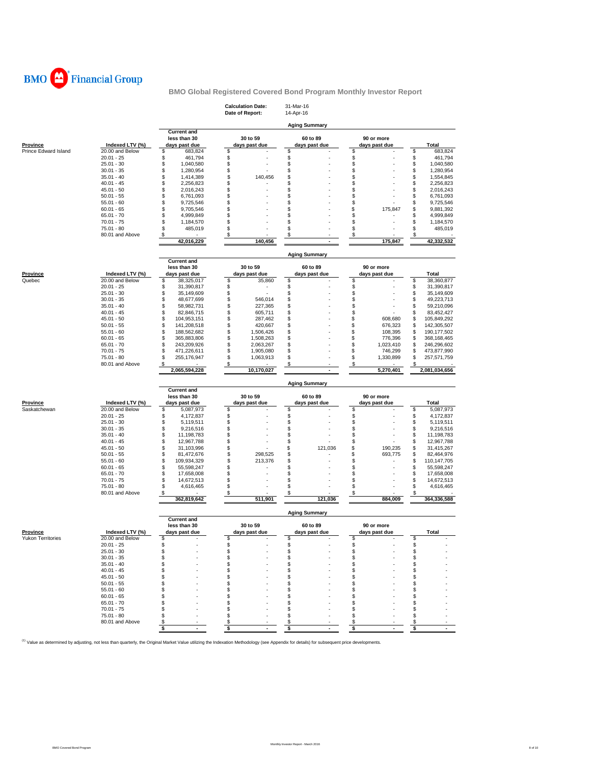**BMO Financial Group**

## BMO Global Registered Covered Bond Program Monthly Investor Report

**Calculation Date:** 31-Mar-16
**Date of Report:** 14-Apr-16

### Aging Summary

| Province | Indexed LTV (%) | Current and less than 30 days past due | 30 to 59 days past due | 60 to 89 days past due | 90 or more days past due | Total |
|---|---|---|---|---|---|---|
| Prince Edward Island | 20.00 and Below | $ 683,824 | $ - | $ - | $ - | $ 683,824 |
| | 20.01 - 25 | $ 461,794 | $ - | $ - | $ - | $ 461,794 |
| | 25.01 - 30 | $ 1,040,580 | $ - | $ - | $ - | $ 1,040,580 |
| | 30.01 - 35 | $ 1,280,954 | $ - | $ - | $ - | $ 1,280,954 |
| | 35.01 - 40 | $ 1,414,389 | $ 140,456 | $ - | $ - | $ 1,554,845 |
| | 40.01 - 45 | $ 2,256,823 | $ - | $ - | $ - | $ 2,256,823 |
| | 45.01 - 50 | $ 2,016,243 | $ - | $ - | $ - | $ 2,016,243 |
| | 50.01 - 55 | $ 6,761,093 | $ - | $ - | $ - | $ 6,761,093 |
| | 55.01 - 60 | $ 9,725,546 | $ - | $ - | $ - | $ 9,725,546 |
| | 60.01 - 65 | $ 9,705,546 | $ - | $ - | $ 175,847 | $ 9,881,392 |
| | 65.01 - 70 | $ 4,999,849 | $ - | $ - | $ - | $ 4,999,849 |
| | 70.01 - 75 | $ 1,184,570 | $ - | $ - | $ - | $ 1,184,570 |
| | 75.01 - 80 | $ 485,019 | $ - | $ - | $ - | $ 485,019 |
| | 80.01 and Above | $ - | $ - | $ - | $ - | $ - |
| | | **42,016,229** | **140,456** | **-** | **175,847** | **42,332,532** |

### Aging Summary

| Province | Indexed LTV (%) | Current and less than 30 days past due | 30 to 59 days past due | 60 to 89 days past due | 90 or more days past due | Total |
|---|---|---|---|---|---|---|
| Quebec | 20.00 and Below | $ 38,325,017 | $ 35,860 | $ - | $ - | $ 38,360,877 |
| | 20.01 - 25 | $ 31,390,817 | $ - | $ - | $ - | $ 31,390,817 |
| | 25.01 - 30 | $ 35,149,609 | $ - | $ - | $ - | $ 35,149,609 |
| | 30.01 - 35 | $ 48,677,699 | $ 546,014 | $ - | $ - | $ 49,223,713 |
| | 35.01 - 40 | $ 58,982,731 | $ 227,365 | $ - | $ - | $ 59,210,096 |
| | 40.01 - 45 | $ 82,846,715 | $ 605,711 | $ - | $ - | $ 83,452,427 |
| | 45.01 - 50 | $ 104,953,151 | $ 287,462 | $ - | $ 608,680 | $ 105,849,292 |
| | 50.01 - 55 | $ 141,208,518 | $ 420,667 | $ - | $ 676,323 | $ 142,305,507 |
| | 55.01 - 60 | $ 188,562,682 | $ 1,506,426 | $ - | $ 108,395 | $ 190,177,502 |
| | 60.01 - 65 | $ 365,883,806 | $ 1,508,263 | $ - | $ 776,396 | $ 368,168,465 |
| | 65.01 - 70 | $ 243,209,926 | $ 2,063,267 | $ - | $ 1,023,410 | $ 246,296,602 |
| | 70.01 - 75 | $ 471,226,611 | $ 1,905,080 | $ - | $ 746,299 | $ 473,877,990 |
| | 75.01 - 80 | $ 255,176,947 | $ 1,063,913 | $ - | $ 1,330,899 | $ 257,571,759 |
| | 80.01 and Above | $ - | $ - | $ - | $ - | $ - |
| | | **2,065,594,228** | **10,170,027** | **-** | **5,270,401** | **2,081,034,656** |

### Aging Summary

| Province | Indexed LTV (%) | Current and less than 30 days past due | 30 to 59 days past due | 60 to 89 days past due | 90 or more days past due | Total |
|---|---|---|---|---|---|---|
| Saskatchewan | 20.00 and Below | $ 5,087,973 | $ - | $ - | $ - | $ 5,087,973 |
| | 20.01 - 25 | $ 4,172,837 | $ - | $ - | $ - | $ 4,172,837 |
| | 25.01 - 30 | $ 5,119,511 | $ - | $ - | $ - | $ 5,119,511 |
| | 30.01 - 35 | $ 9,216,516 | $ - | $ - | $ - | $ 9,216,516 |
| | 35.01 - 40 | $ 11,198,783 | $ - | $ - | $ - | $ 11,198,783 |
| | 40.01 - 45 | $ 12,967,788 | $ - | $ - | $ - | $ 12,967,788 |
| | 45.01 - 50 | $ 31,103,996 | $ - | $ 121,036 | $ 190,235 | $ 31,415,267 |
| | 50.01 - 55 | $ 81,472,676 | $ 298,525 | $ - | $ 693,775 | $ 82,464,976 |
| | 55.01 - 60 | $ 109,934,329 | $ 213,376 | $ - | $ - | $ 110,147,705 |
| | 60.01 - 65 | $ 55,598,247 | $ - | $ - | $ - | $ 55,598,247 |
| | 65.01 - 70 | $ 17,658,008 | $ - | $ - | $ - | $ 17,658,008 |
| | 70.01 - 75 | $ 14,672,513 | $ - | $ - | $ - | $ 14,672,513 |
| | 75.01 - 80 | $ 4,616,465 | $ - | $ - | $ - | $ 4,616,465 |
| | 80.01 and Above | $ - | $ - | $ - | $ - | $ - |
| | | **362,819,642** | **511,901** | **121,036** | **884,009** | **364,336,588** |

### Aging Summary

| Province | Indexed LTV (%) | Current and less than 30 days past due | 30 to 59 days past due | 60 to 89 days past due | 90 or more days past due | Total |
|---|---|---|---|---|---|---|
| Yukon Territories | 20.00 and Below | $ - | $ - | $ - | $ - | $ - |
| | 20.01 - 25 | $ - | $ - | $ - | $ - | $ - |
| | 25.01 - 30 | $ - | $ - | $ - | $ - | $ - |
| | 30.01 - 35 | $ - | $ - | $ - | $ - | $ - |
| | 35.01 - 40 | $ - | $ - | $ - | $ - | $ - |
| | 40.01 - 45 | $ - | $ - | $ - | $ - | $ - |
| | 45.01 - 50 | $ - | $ - | $ - | $ - | $ - |
| | 50.01 - 55 | $ - | $ - | $ - | $ - | $ - |
| | 55.01 - 60 | $ - | $ - | $ - | $ - | $ - |
| | 60.01 - 65 | $ - | $ - | $ - | $ - | $ - |
| | 65.01 - 70 | $ - | $ - | $ - | $ - | $ - |
| | 70.01 - 75 | $ - | $ - | $ - | $ - | $ - |
| | 75.01 - 80 | $ - | $ - | $ - | $ - | $ - |
| | 80.01 and Above | $ - | $ - | $ - | $ - | $ - |
| | | **$ -** | **$ -** | **$ -** | **$ -** | **$ -** |

[1] Value as determined by adjusting, not less than quarterly, the Original Market Value utilizing the Indexation Methodology (see Appendix for details) for subsequent price developments.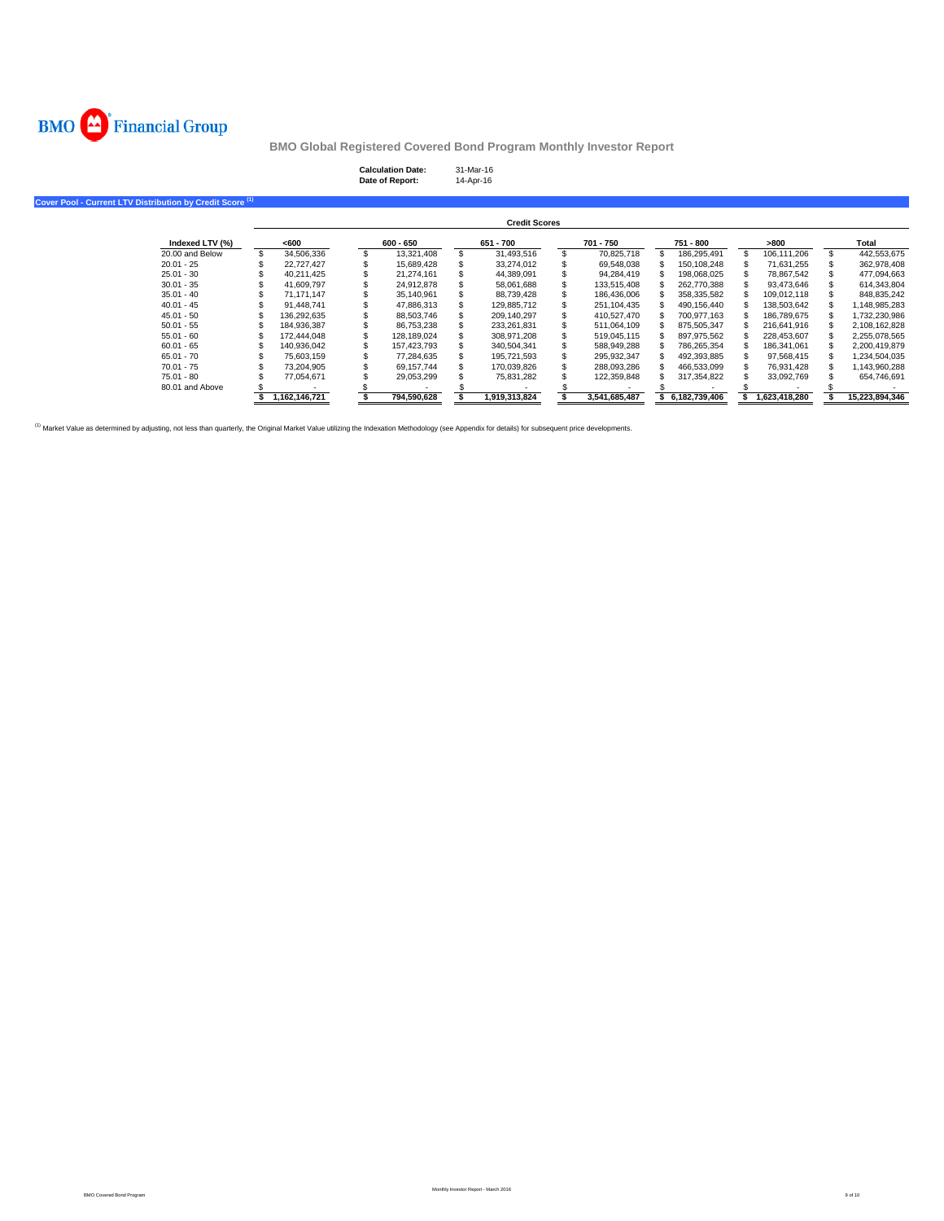**BMO Financial Group**

## BMO Global Registered Covered Bond Program Monthly Investor Report

**Calculation Date:** 31-Mar-16
**Date of Report:** 14-Apr-16

### Cover Pool - Current LTV Distribution by Credit Score [(1)]

| | Credit Scores | | | | | | |
|---|---|---|---|---|---|---|---|
| **Indexed LTV (%)** | **<600** | **600 - 650** | **651 - 700** | **701 - 750** | **751 - 800** | **>800** | **Total** |
| 20.00 and Below | $ 34,506,336 | $ 13,321,408 | $ 31,493,516 | $ 70,825,718 | $ 186,295,491 | $ 106,111,206 | $ 442,553,675 |
| 20.01 - 25 | $ 22,727,427 | $ 15,689,428 | $ 33,274,012 | $ 69,548,038 | $ 150,108,248 | $ 71,631,255 | $ 362,978,408 |
| 25.01 - 30 | $ 40,211,425 | $ 21,274,161 | $ 44,389,091 | $ 94,284,419 | $ 198,068,025 | $ 78,867,542 | $ 477,094,663 |
| 30.01 - 35 | $ 41,609,797 | $ 24,912,878 | $ 58,061,688 | $ 133,515,408 | $ 262,770,388 | $ 93,473,646 | $ 614,343,804 |
| 35.01 - 40 | $ 71,171,147 | $ 35,140,961 | $ 88,739,428 | $ 186,436,006 | $ 358,335,582 | $ 109,012,118 | $ 848,835,242 |
| 40.01 - 45 | $ 91,448,741 | $ 47,886,313 | $ 129,885,712 | $ 251,104,435 | $ 490,156,440 | $ 138,503,642 | $ 1,148,985,283 |
| 45.01 - 50 | $ 136,292,635 | $ 88,503,746 | $ 209,140,297 | $ 410,527,470 | $ 700,977,163 | $ 186,789,675 | $ 1,732,230,986 |
| 50.01 - 55 | $ 184,936,387 | $ 86,753,238 | $ 233,261,831 | $ 511,064,109 | $ 875,505,347 | $ 216,641,916 | $ 2,108,162,828 |
| 55.01 - 60 | $ 172,444,048 | $ 128,189,024 | $ 308,971,208 | $ 519,045,115 | $ 897,975,562 | $ 228,453,607 | $ 2,255,078,565 |
| 60.01 - 65 | $ 140,936,042 | $ 157,423,793 | $ 340,504,341 | $ 588,949,288 | $ 786,265,354 | $ 186,341,061 | $ 2,200,419,879 |
| 65.01 - 70 | $ 75,603,159 | $ 77,284,635 | $ 195,721,593 | $ 295,932,347 | $ 492,393,885 | $ 97,568,415 | $ 1,234,504,035 |
| 70.01 - 75 | $ 73,204,905 | $ 69,157,744 | $ 170,039,826 | $ 288,093,286 | $ 466,533,099 | $ 76,931,428 | $ 1,143,960,288 |
| 75.01 - 80 | $ 77,054,671 | $ 29,053,299 | $ 75,831,282 | $ 122,359,848 | $ 317,354,822 | $ 33,092,769 | $ 654,746,691 |
| 80.01 and Above | $ - | $ - | $ - | $ - | $ - | $ - | $ - |
| | **$ 1,162,146,721** | **$ 794,590,628** | **$ 1,919,313,824** | **$ 3,541,685,487** | **$ 6,182,739,406** | **$ 1,623,418,280** | **$ 15,223,894,346** |

[(1)] Market Value as determined by adjusting, not less than quarterly, the Original Market Value utilizing the Indexation Methodology (see Appendix for details) for subsequent price developments.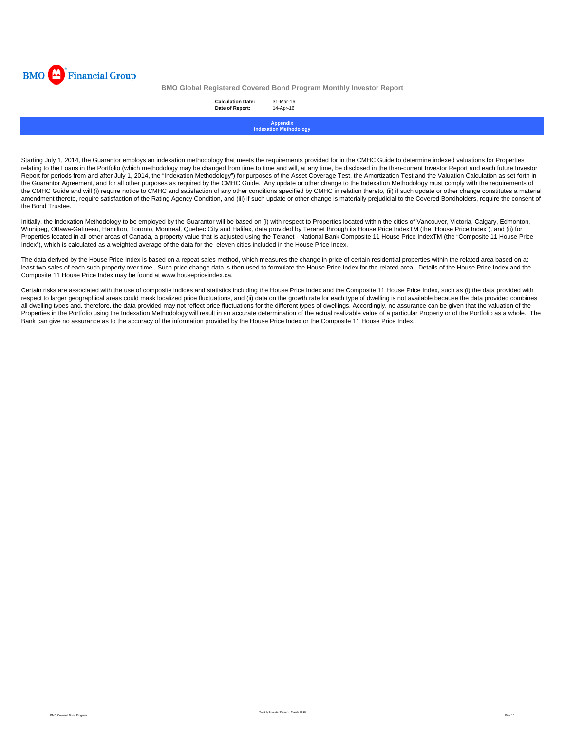BMO Financial Group

**BMO Global Registered Covered Bond Program Monthly Investor Report**

| | |
|---|---|
| **Calculation Date:** | 31-Mar-16 |
| **Date of Report:** | 14-Apr-16 |

## Appendix
## Indexation Methodology

Starting July 1, 2014, the Guarantor employs an indexation methodology that meets the requirements provided for in the CMHC Guide to determine indexed valuations for Properties relating to the Loans in the Portfolio (which methodology may be changed from time to time and will, at any time, be disclosed in the then-current Investor Report and each future Investor Report for periods from and after July 1, 2014, the "Indexation Methodology") for purposes of the Asset Coverage Test, the Amortization Test and the Valuation Calculation as set forth in the Guarantor Agreement, and for all other purposes as required by the CMHC Guide. Any update or other change to the Indexation Methodology must comply with the requirements of the CMHC Guide and will (i) require notice to CMHC and satisfaction of any other conditions specified by CMHC in relation thereto, (ii) if such update or other change constitutes a material amendment thereto, require satisfaction of the Rating Agency Condition, and (iii) if such update or other change is materially prejudicial to the Covered Bondholders, require the consent of the Bond Trustee.

Initially, the Indexation Methodology to be employed by the Guarantor will be based on (i) with respect to Properties located within the cities of Vancouver, Victoria, Calgary, Edmonton, Winnipeg, Ottawa-Gatineau, Hamilton, Toronto, Montreal, Quebec City and Halifax, data provided by Teranet through its House Price IndexTM (the "House Price Index"), and (ii) for Properties located in all other areas of Canada, a property value that is adjusted using the Teranet - National Bank Composite 11 House Price IndexTM (the "Composite 11 House Price Index"), which is calculated as a weighted average of the data for the eleven cities included in the House Price Index.

The data derived by the House Price Index is based on a repeat sales method, which measures the change in price of certain residential properties within the related area based on at least two sales of each such property over time. Such price change data is then used to formulate the House Price Index for the related area. Details of the House Price Index and the Composite 11 House Price Index may be found at www.housepriceindex.ca.

Certain risks are associated with the use of composite indices and statistics including the House Price Index and the Composite 11 House Price Index, such as (i) the data provided with respect to larger geographical areas could mask localized price fluctuations, and (ii) data on the growth rate for each type of dwelling is not available because the data provided combines all dwelling types and, therefore, the data provided may not reflect price fluctuations for the different types of dwellings. Accordingly, no assurance can be given that the valuation of the Properties in the Portfolio using the Indexation Methodology will result in an accurate determination of the actual realizable value of a particular Property or of the Portfolio as a whole. The Bank can give no assurance as to the accuracy of the information provided by the House Price Index or the Composite 11 House Price Index.